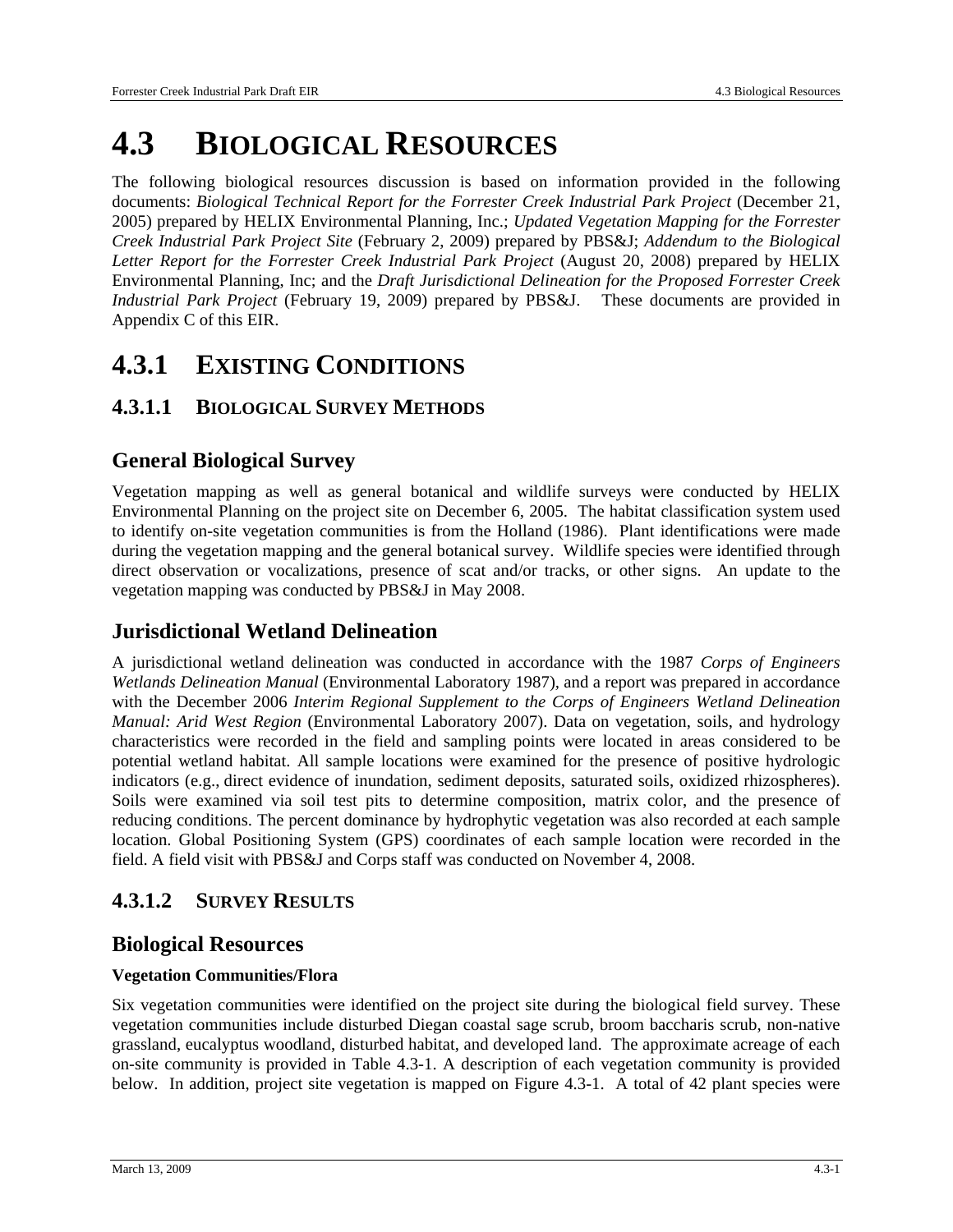# 4.3 BIOLOGICAL RESOURCES

The following biological resources discussion is based on information provided in the following documents: *Biological Technical Report for the Forrester Creek Industrial Park Project* (December 21, 2005) prepared by HELIX Environmental Planning, Inc.; *Updated Vegetation Mapping for the Forrester Creek Industrial Park Project Site* (February 2, 2009) prepared by PBS&J; *Addendum to the Biological Letter Report for the Forrester Creek Industrial Park Project* (August 20, 2008) prepared by HELIX Environmental Planning, Inc; and the *Draft Jurisdictional Delineation for the Proposed Forrester Creek Industrial Park Project* (February 19, 2009) prepared by PBS&J. These documents are provided in Appendix C of this EIR.

## 4.3.1 EXISTING CONDITIONS

### 4.3.1.1 BIOLOGICAL SURVEY METHODS

#### General Biological Survey

Vegetation mapping as well as general botanical and wildlife surveys were conducted by HELIX Environmental Planning on the project site on December 6, 2005. The habitat classification system used to identify on-site vegetation communities is from the Holland (1986). Plant identifications were made during the vegetation mapping and the general botanical survey. Wildlife species were identified through direct observation or vocalizations, presence of scat and/or tracks, or other signs. An update to the vegetation mapping was conducted by PBS&J in May 2008.

#### Jurisdictional Wetland Delineation

A jurisdictional wetland delineation was conducted in accordance with the 1987 *Corps of Engineers Wetlands Delineation Manual* (Environmental Laboratory 1987), and a report was prepared in accordance with the December 2006 *Interim Regional Supplement to the Corps of Engineers Wetland Delineation Manual: Arid West Region* (Environmental Laboratory 2007). Data on vegetation, soils, and hydrology characteristics were recorded in the field and sampling points were located in areas considered to be potential wetland habitat. All sample locations were examined for the presence of positive hydrologic indicators (e.g., direct evidence of inundation, sediment deposits, saturated soils, oxidized rhizospheres). Soils were examined via soil test pits to determine composition, matrix color, and the presence of reducing conditions. The percent dominance by hydrophytic vegetation was also recorded at each sample location. Global Positioning System (GPS) coordinates of each sample location were recorded in the field. A field visit with PBS&J and Corps staff was conducted on November 4, 2008.

### 4.3.1.2 SURVEY RESULTS

#### Biological Resources

**Vegetation Communities/Flora**

Six vegetation communities were identified on the project site during the biological field survey. These vegetation communities include disturbed Diegan coastal sage scrub, broom baccharis scrub, non-native grassland, eucalyptus woodland, disturbed habitat, and developed land. The approximate acreage of each on-site community is provided in Table 4.3-1. A description of each vegetation community is provided below. In addition, project site vegetation is mapped on Figure 4.3-1. A total of 42 plant species were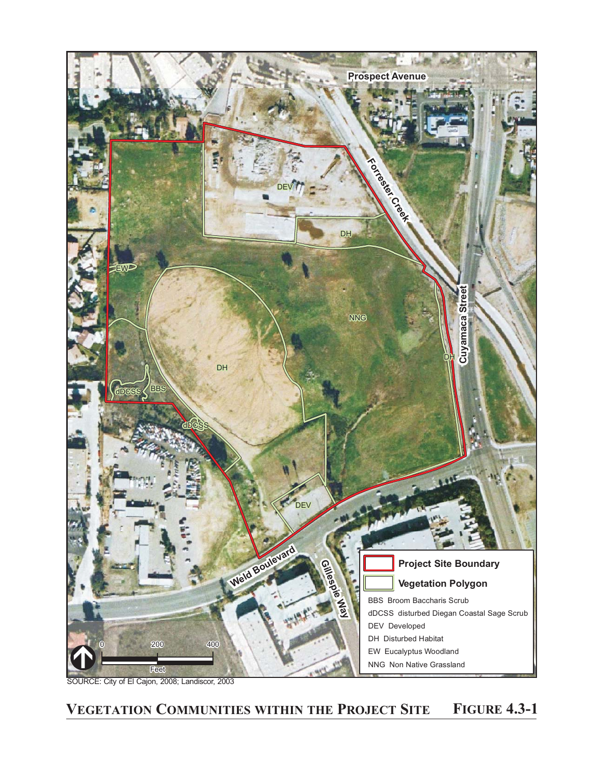Prospect Avenue

Forrester Creek

Cuyamaca Street

Weld Boulevard

Gillespie Way

DEV

DH

NNG

EW

BBS

dDCSS

**Project Site Boundary**

**Vegetation Polygon**

BBS Broom Baccharis Scrub

dDCSS disturbed Diegan Coastal Sage Scrub

DEV Developed

DH Disturbed Habitat

EW Eucalyptus Woodland

NNG Non Native Grassland

0 200 400

Feet

SOURCE: City of El Cajon, 2008; Landiscor, 2003

**VEGETATION COMMUNITIES WITHIN THE PROJECT SITE FIGURE 4.3-1**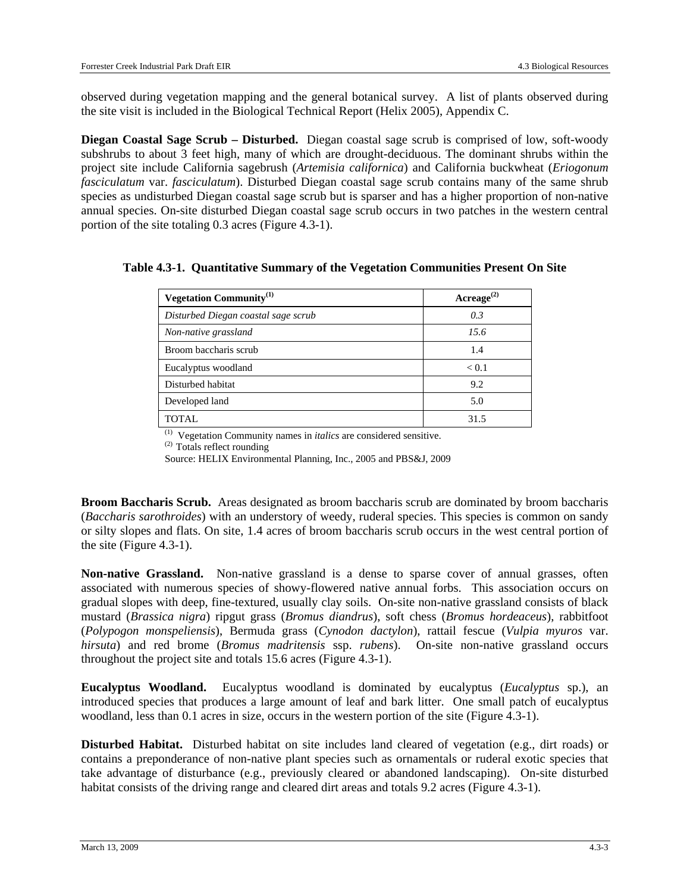observed during vegetation mapping and the general botanical survey. A list of plants observed during the site visit is included in the Biological Technical Report (Helix 2005), Appendix C.

**Diegan Coastal Sage Scrub – Disturbed.** Diegan coastal sage scrub is comprised of low, soft-woody subshrubs to about 3 feet high, many of which are drought-deciduous. The dominant shrubs within the project site include California sagebrush (*Artemisia californica*) and California buckwheat (*Eriogonum fasciculatum* var. *fasciculatum*). Disturbed Diegan coastal sage scrub contains many of the same shrub species as undisturbed Diegan coastal sage scrub but is sparser and has a higher proportion of non-native annual species. On-site disturbed Diegan coastal sage scrub occurs in two patches in the western central portion of the site totaling 0.3 acres (Figure 4.3-1).

**Table 4.3-1. Quantitative Summary of the Vegetation Communities Present On Site**

| Vegetation Community[1] | Acreage[2] |
|---|---|
| *Disturbed Diegan coastal sage scrub* | *0.3* |
| *Non-native grassland* | *15.6* |
| Broom baccharis scrub | 1.4 |
| Eucalyptus woodland | < 0.1 |
| Disturbed habitat | 9.2 |
| Developed land | 5.0 |
| TOTAL | 31.5 |

[1] Vegetation Community names in *italics* are considered sensitive.
[2] Totals reflect rounding
Source: HELIX Environmental Planning, Inc., 2005 and PBS&J, 2009

**Broom Baccharis Scrub.** Areas designated as broom baccharis scrub are dominated by broom baccharis (*Baccharis sarothroides*) with an understory of weedy, ruderal species. This species is common on sandy or silty slopes and flats. On site, 1.4 acres of broom baccharis scrub occurs in the west central portion of the site (Figure 4.3-1).

**Non-native Grassland.** Non-native grassland is a dense to sparse cover of annual grasses, often associated with numerous species of showy-flowered native annual forbs. This association occurs on gradual slopes with deep, fine-textured, usually clay soils. On-site non-native grassland consists of black mustard (*Brassica nigra*) ripgut grass (*Bromus diandrus*), soft chess (*Bromus hordeaceus*), rabbitfoot (*Polypogon monspeliensis*), Bermuda grass (*Cynodon dactylon*), rattail fescue (*Vulpia myuros* var. *hirsuta*) and red brome (*Bromus madritensis* ssp. *rubens*). On-site non-native grassland occurs throughout the project site and totals 15.6 acres (Figure 4.3-1).

**Eucalyptus Woodland.** Eucalyptus woodland is dominated by eucalyptus (*Eucalyptus* sp.), an introduced species that produces a large amount of leaf and bark litter. One small patch of eucalyptus woodland, less than 0.1 acres in size, occurs in the western portion of the site (Figure 4.3-1).

**Disturbed Habitat.** Disturbed habitat on site includes land cleared of vegetation (e.g., dirt roads) or contains a preponderance of non-native plant species such as ornamentals or ruderal exotic species that take advantage of disturbance (e.g., previously cleared or abandoned landscaping). On-site disturbed habitat consists of the driving range and cleared dirt areas and totals 9.2 acres (Figure 4.3-1).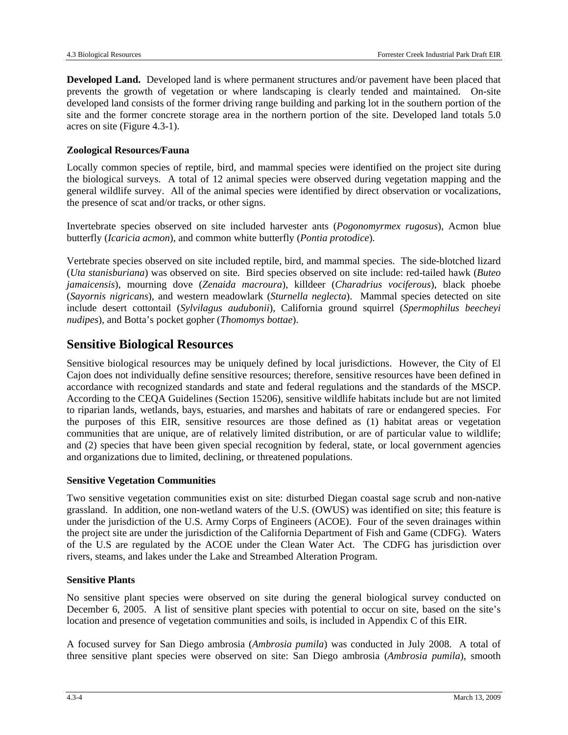**Developed Land.** Developed land is where permanent structures and/or pavement have been placed that prevents the growth of vegetation or where landscaping is clearly tended and maintained. On-site developed land consists of the former driving range building and parking lot in the southern portion of the site and the former concrete storage area in the northern portion of the site. Developed land totals 5.0 acres on site (Figure 4.3-1).

### Zoological Resources/Fauna

Locally common species of reptile, bird, and mammal species were identified on the project site during the biological surveys. A total of 12 animal species were observed during vegetation mapping and the general wildlife survey. All of the animal species were identified by direct observation or vocalizations, the presence of scat and/or tracks, or other signs.

Invertebrate species observed on site included harvester ants (*Pogonomyrmex rugosus*), Acmon blue butterfly (*Icaricia acmon*), and common white butterfly (*Pontia protodice*).

Vertebrate species observed on site included reptile, bird, and mammal species. The side-blotched lizard (*Uta stanisburiana*) was observed on site. Bird species observed on site include: red-tailed hawk (*Buteo jamaicensis*), mourning dove (*Zenaida macroura*), killdeer (*Charadrius vociferous*), black phoebe (*Sayornis nigricans*), and western meadowlark (*Sturnella neglecta*). Mammal species detected on site include desert cottontail (*Sylvilagus audubonii*), California ground squirrel (*Spermophilus beecheyi nudipes*), and Botta's pocket gopher (*Thomomys bottae*).

## Sensitive Biological Resources

Sensitive biological resources may be uniquely defined by local jurisdictions. However, the City of El Cajon does not individually define sensitive resources; therefore, sensitive resources have been defined in accordance with recognized standards and state and federal regulations and the standards of the MSCP. According to the CEQA Guidelines (Section 15206), sensitive wildlife habitats include but are not limited to riparian lands, wetlands, bays, estuaries, and marshes and habitats of rare or endangered species. For the purposes of this EIR, sensitive resources are those defined as (1) habitat areas or vegetation communities that are unique, are of relatively limited distribution, or are of particular value to wildlife; and (2) species that have been given special recognition by federal, state, or local government agencies and organizations due to limited, declining, or threatened populations.

### Sensitive Vegetation Communities

Two sensitive vegetation communities exist on site: disturbed Diegan coastal sage scrub and non-native grassland. In addition, one non-wetland waters of the U.S. (OWUS) was identified on site; this feature is under the jurisdiction of the U.S. Army Corps of Engineers (ACOE). Four of the seven drainages within the project site are under the jurisdiction of the California Department of Fish and Game (CDFG). Waters of the U.S are regulated by the ACOE under the Clean Water Act. The CDFG has jurisdiction over rivers, steams, and lakes under the Lake and Streambed Alteration Program.

### Sensitive Plants

No sensitive plant species were observed on site during the general biological survey conducted on December 6, 2005. A list of sensitive plant species with potential to occur on site, based on the site's location and presence of vegetation communities and soils, is included in Appendix C of this EIR.

A focused survey for San Diego ambrosia (*Ambrosia pumila*) was conducted in July 2008. A total of three sensitive plant species were observed on site: San Diego ambrosia (*Ambrosia pumila*), smooth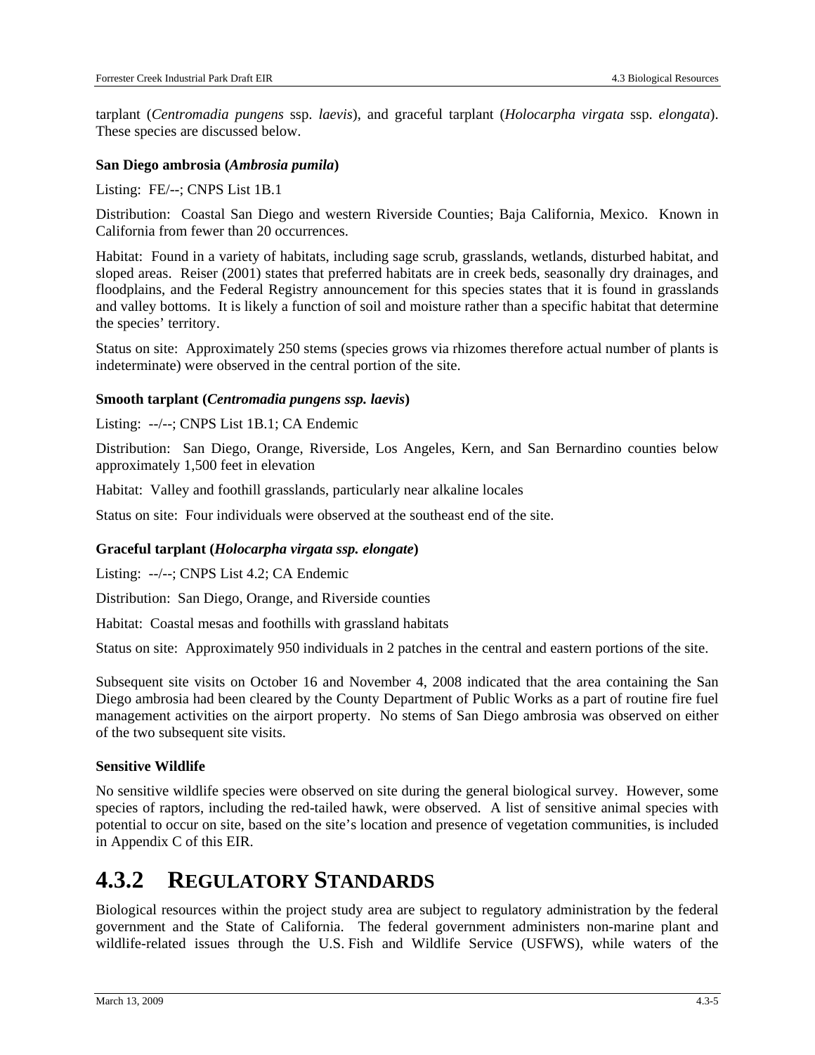tarplant (*Centromadia pungens* ssp. *laevis*), and graceful tarplant (*Holocarpha virgata* ssp. *elongata*). These species are discussed below.

**San Diego ambrosia (*Ambrosia pumila*)**

Listing: FE/--; CNPS List 1B.1

Distribution: Coastal San Diego and western Riverside Counties; Baja California, Mexico. Known in California from fewer than 20 occurrences.

Habitat: Found in a variety of habitats, including sage scrub, grasslands, wetlands, disturbed habitat, and sloped areas. Reiser (2001) states that preferred habitats are in creek beds, seasonally dry drainages, and floodplains, and the Federal Registry announcement for this species states that it is found in grasslands and valley bottoms. It is likely a function of soil and moisture rather than a specific habitat that determine the species' territory.

Status on site: Approximately 250 stems (species grows via rhizomes therefore actual number of plants is indeterminate) were observed in the central portion of the site.

**Smooth tarplant (*Centromadia pungens ssp. laevis*)**

Listing: --/--; CNPS List 1B.1; CA Endemic

Distribution: San Diego, Orange, Riverside, Los Angeles, Kern, and San Bernardino counties below approximately 1,500 feet in elevation

Habitat: Valley and foothill grasslands, particularly near alkaline locales

Status on site: Four individuals were observed at the southeast end of the site.

**Graceful tarplant (*Holocarpha virgata ssp. elongate*)**

Listing: --/--; CNPS List 4.2; CA Endemic

Distribution: San Diego, Orange, and Riverside counties

Habitat: Coastal mesas and foothills with grassland habitats

Status on site: Approximately 950 individuals in 2 patches in the central and eastern portions of the site.

Subsequent site visits on October 16 and November 4, 2008 indicated that the area containing the San Diego ambrosia had been cleared by the County Department of Public Works as a part of routine fire fuel management activities on the airport property. No stems of San Diego ambrosia was observed on either of the two subsequent site visits.

**Sensitive Wildlife**

No sensitive wildlife species were observed on site during the general biological survey. However, some species of raptors, including the red-tailed hawk, were observed. A list of sensitive animal species with potential to occur on site, based on the site's location and presence of vegetation communities, is included in Appendix C of this EIR.

## 4.3.2 REGULATORY STANDARDS

Biological resources within the project study area are subject to regulatory administration by the federal government and the State of California. The federal government administers non-marine plant and wildlife-related issues through the U.S. Fish and Wildlife Service (USFWS), while waters of the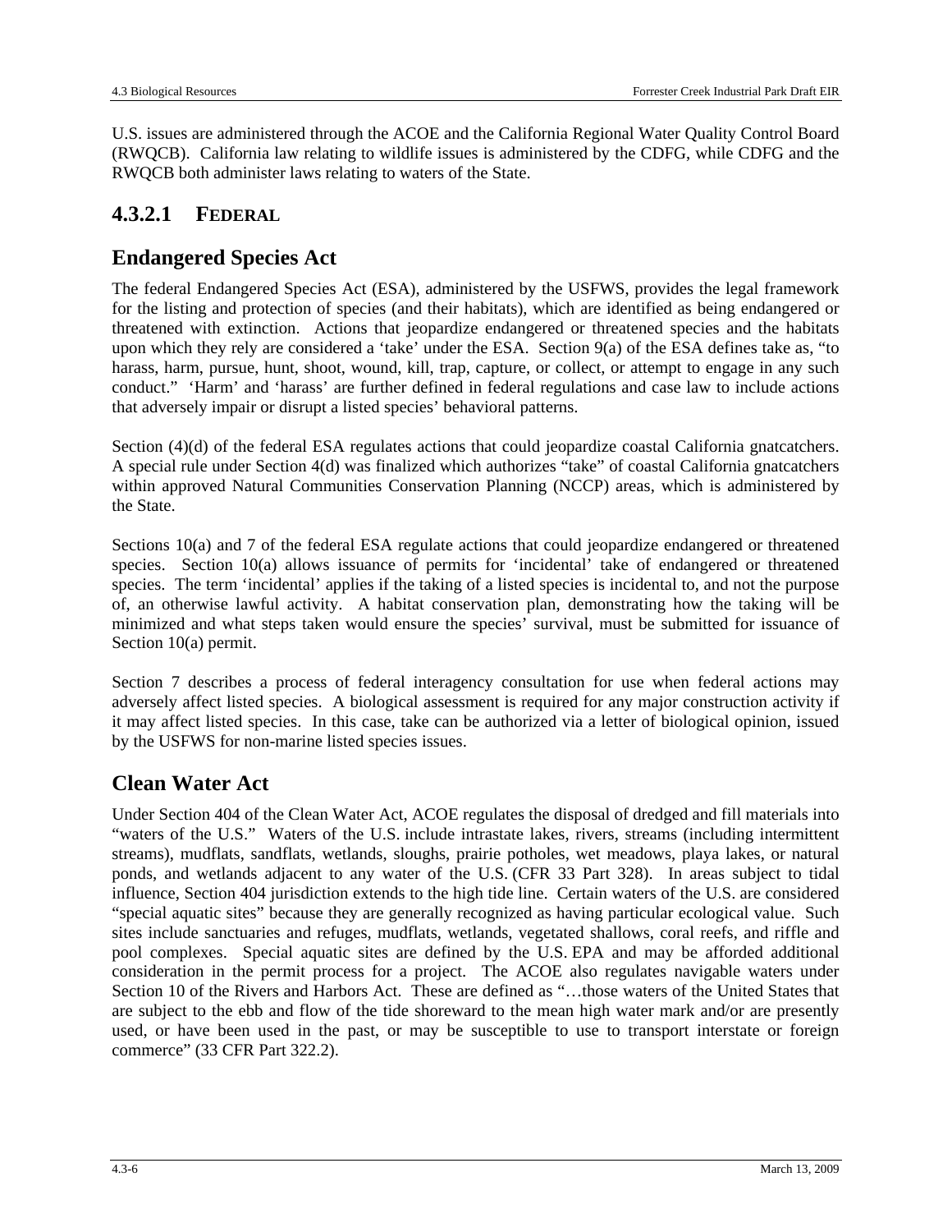U.S. issues are administered through the ACOE and the California Regional Water Quality Control Board (RWQCB). California law relating to wildlife issues is administered by the CDFG, while CDFG and the RWQCB both administer laws relating to waters of the State.

### 4.3.2.1 Federal

## Endangered Species Act

The federal Endangered Species Act (ESA), administered by the USFWS, provides the legal framework for the listing and protection of species (and their habitats), which are identified as being endangered or threatened with extinction. Actions that jeopardize endangered or threatened species and the habitats upon which they rely are considered a 'take' under the ESA. Section 9(a) of the ESA defines take as, "to harass, harm, pursue, hunt, shoot, wound, kill, trap, capture, or collect, or attempt to engage in any such conduct." 'Harm' and 'harass' are further defined in federal regulations and case law to include actions that adversely impair or disrupt a listed species' behavioral patterns.

Section (4)(d) of the federal ESA regulates actions that could jeopardize coastal California gnatcatchers. A special rule under Section 4(d) was finalized which authorizes "take" of coastal California gnatcatchers within approved Natural Communities Conservation Planning (NCCP) areas, which is administered by the State.

Sections 10(a) and 7 of the federal ESA regulate actions that could jeopardize endangered or threatened species. Section 10(a) allows issuance of permits for 'incidental' take of endangered or threatened species. The term 'incidental' applies if the taking of a listed species is incidental to, and not the purpose of, an otherwise lawful activity. A habitat conservation plan, demonstrating how the taking will be minimized and what steps taken would ensure the species' survival, must be submitted for issuance of Section 10(a) permit.

Section 7 describes a process of federal interagency consultation for use when federal actions may adversely affect listed species. A biological assessment is required for any major construction activity if it may affect listed species. In this case, take can be authorized via a letter of biological opinion, issued by the USFWS for non-marine listed species issues.

## Clean Water Act

Under Section 404 of the Clean Water Act, ACOE regulates the disposal of dredged and fill materials into "waters of the U.S." Waters of the U.S. include intrastate lakes, rivers, streams (including intermittent streams), mudflats, sandflats, wetlands, sloughs, prairie potholes, wet meadows, playa lakes, or natural ponds, and wetlands adjacent to any water of the U.S. (CFR 33 Part 328). In areas subject to tidal influence, Section 404 jurisdiction extends to the high tide line. Certain waters of the U.S. are considered "special aquatic sites" because they are generally recognized as having particular ecological value. Such sites include sanctuaries and refuges, mudflats, wetlands, vegetated shallows, coral reefs, and riffle and pool complexes. Special aquatic sites are defined by the U.S. EPA and may be afforded additional consideration in the permit process for a project. The ACOE also regulates navigable waters under Section 10 of the Rivers and Harbors Act. These are defined as "…those waters of the United States that are subject to the ebb and flow of the tide shoreward to the mean high water mark and/or are presently used, or have been used in the past, or may be susceptible to use to transport interstate or foreign commerce" (33 CFR Part 322.2).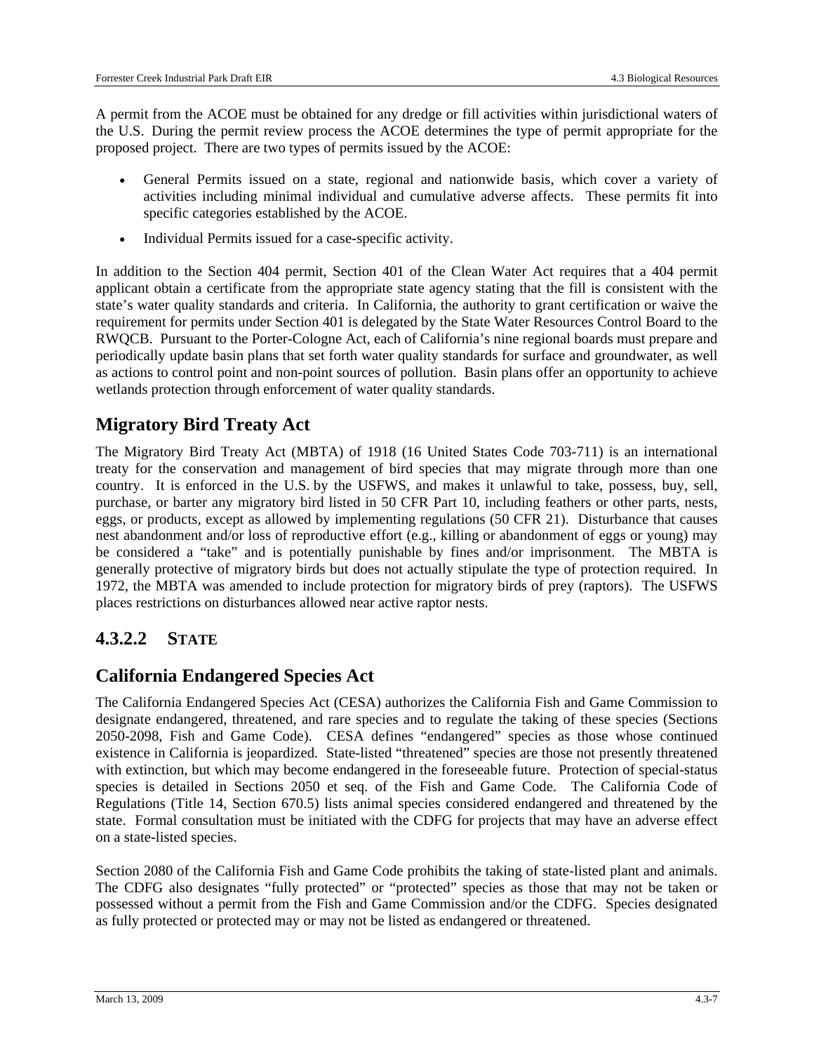A permit from the ACOE must be obtained for any dredge or fill activities within jurisdictional waters of the U.S. During the permit review process the ACOE determines the type of permit appropriate for the proposed project. There are two types of permits issued by the ACOE:

- General Permits issued on a state, regional and nationwide basis, which cover a variety of activities including minimal individual and cumulative adverse affects. These permits fit into specific categories established by the ACOE.
- Individual Permits issued for a case-specific activity.

In addition to the Section 404 permit, Section 401 of the Clean Water Act requires that a 404 permit applicant obtain a certificate from the appropriate state agency stating that the fill is consistent with the state's water quality standards and criteria. In California, the authority to grant certification or waive the requirement for permits under Section 401 is delegated by the State Water Resources Control Board to the RWQCB. Pursuant to the Porter-Cologne Act, each of California's nine regional boards must prepare and periodically update basin plans that set forth water quality standards for surface and groundwater, as well as actions to control point and non-point sources of pollution. Basin plans offer an opportunity to achieve wetlands protection through enforcement of water quality standards.

## Migratory Bird Treaty Act

The Migratory Bird Treaty Act (MBTA) of 1918 (16 United States Code 703-711) is an international treaty for the conservation and management of bird species that may migrate through more than one country. It is enforced in the U.S. by the USFWS, and makes it unlawful to take, possess, buy, sell, purchase, or barter any migratory bird listed in 50 CFR Part 10, including feathers or other parts, nests, eggs, or products, except as allowed by implementing regulations (50 CFR 21). Disturbance that causes nest abandonment and/or loss of reproductive effort (e.g., killing or abandonment of eggs or young) may be considered a "take" and is potentially punishable by fines and/or imprisonment. The MBTA is generally protective of migratory birds but does not actually stipulate the type of protection required. In 1972, the MBTA was amended to include protection for migratory birds of prey (raptors). The USFWS places restrictions on disturbances allowed near active raptor nests.

### 4.3.2.2 STATE

## California Endangered Species Act

The California Endangered Species Act (CESA) authorizes the California Fish and Game Commission to designate endangered, threatened, and rare species and to regulate the taking of these species (Sections 2050-2098, Fish and Game Code). CESA defines "endangered" species as those whose continued existence in California is jeopardized. State-listed "threatened" species are those not presently threatened with extinction, but which may become endangered in the foreseeable future. Protection of special-status species is detailed in Sections 2050 et seq. of the Fish and Game Code. The California Code of Regulations (Title 14, Section 670.5) lists animal species considered endangered and threatened by the state. Formal consultation must be initiated with the CDFG for projects that may have an adverse effect on a state-listed species.

Section 2080 of the California Fish and Game Code prohibits the taking of state-listed plant and animals. The CDFG also designates "fully protected" or "protected" species as those that may not be taken or possessed without a permit from the Fish and Game Commission and/or the CDFG. Species designated as fully protected or protected may or may not be listed as endangered or threatened.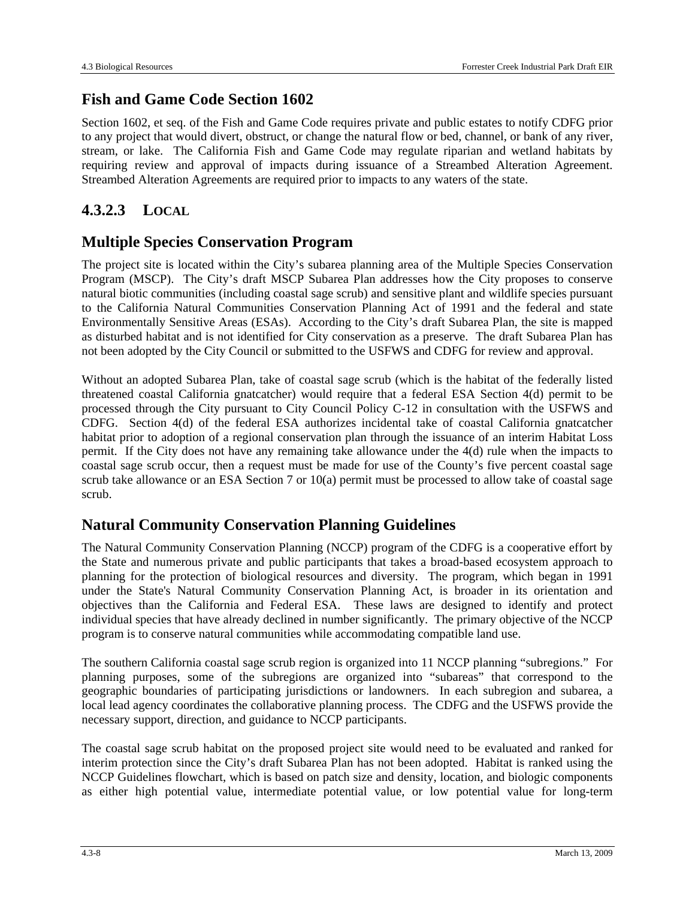## Fish and Game Code Section 1602

Section 1602, et seq. of the Fish and Game Code requires private and public estates to notify CDFG prior to any project that would divert, obstruct, or change the natural flow or bed, channel, or bank of any river, stream, or lake. The California Fish and Game Code may regulate riparian and wetland habitats by requiring review and approval of impacts during issuance of a Streambed Alteration Agreement. Streambed Alteration Agreements are required prior to impacts to any waters of the state.

### 4.3.2.3 LOCAL

## Multiple Species Conservation Program

The project site is located within the City's subarea planning area of the Multiple Species Conservation Program (MSCP). The City's draft MSCP Subarea Plan addresses how the City proposes to conserve natural biotic communities (including coastal sage scrub) and sensitive plant and wildlife species pursuant to the California Natural Communities Conservation Planning Act of 1991 and the federal and state Environmentally Sensitive Areas (ESAs). According to the City's draft Subarea Plan, the site is mapped as disturbed habitat and is not identified for City conservation as a preserve. The draft Subarea Plan has not been adopted by the City Council or submitted to the USFWS and CDFG for review and approval.

Without an adopted Subarea Plan, take of coastal sage scrub (which is the habitat of the federally listed threatened coastal California gnatcatcher) would require that a federal ESA Section 4(d) permit to be processed through the City pursuant to City Council Policy C-12 in consultation with the USFWS and CDFG. Section 4(d) of the federal ESA authorizes incidental take of coastal California gnatcatcher habitat prior to adoption of a regional conservation plan through the issuance of an interim Habitat Loss permit. If the City does not have any remaining take allowance under the 4(d) rule when the impacts to coastal sage scrub occur, then a request must be made for use of the County's five percent coastal sage scrub take allowance or an ESA Section 7 or 10(a) permit must be processed to allow take of coastal sage scrub.

## Natural Community Conservation Planning Guidelines

The Natural Community Conservation Planning (NCCP) program of the CDFG is a cooperative effort by the State and numerous private and public participants that takes a broad-based ecosystem approach to planning for the protection of biological resources and diversity. The program, which began in 1991 under the State's Natural Community Conservation Planning Act, is broader in its orientation and objectives than the California and Federal ESA. These laws are designed to identify and protect individual species that have already declined in number significantly. The primary objective of the NCCP program is to conserve natural communities while accommodating compatible land use.

The southern California coastal sage scrub region is organized into 11 NCCP planning "subregions." For planning purposes, some of the subregions are organized into "subareas" that correspond to the geographic boundaries of participating jurisdictions or landowners. In each subregion and subarea, a local lead agency coordinates the collaborative planning process. The CDFG and the USFWS provide the necessary support, direction, and guidance to NCCP participants.

The coastal sage scrub habitat on the proposed project site would need to be evaluated and ranked for interim protection since the City's draft Subarea Plan has not been adopted. Habitat is ranked using the NCCP Guidelines flowchart, which is based on patch size and density, location, and biologic components as either high potential value, intermediate potential value, or low potential value for long-term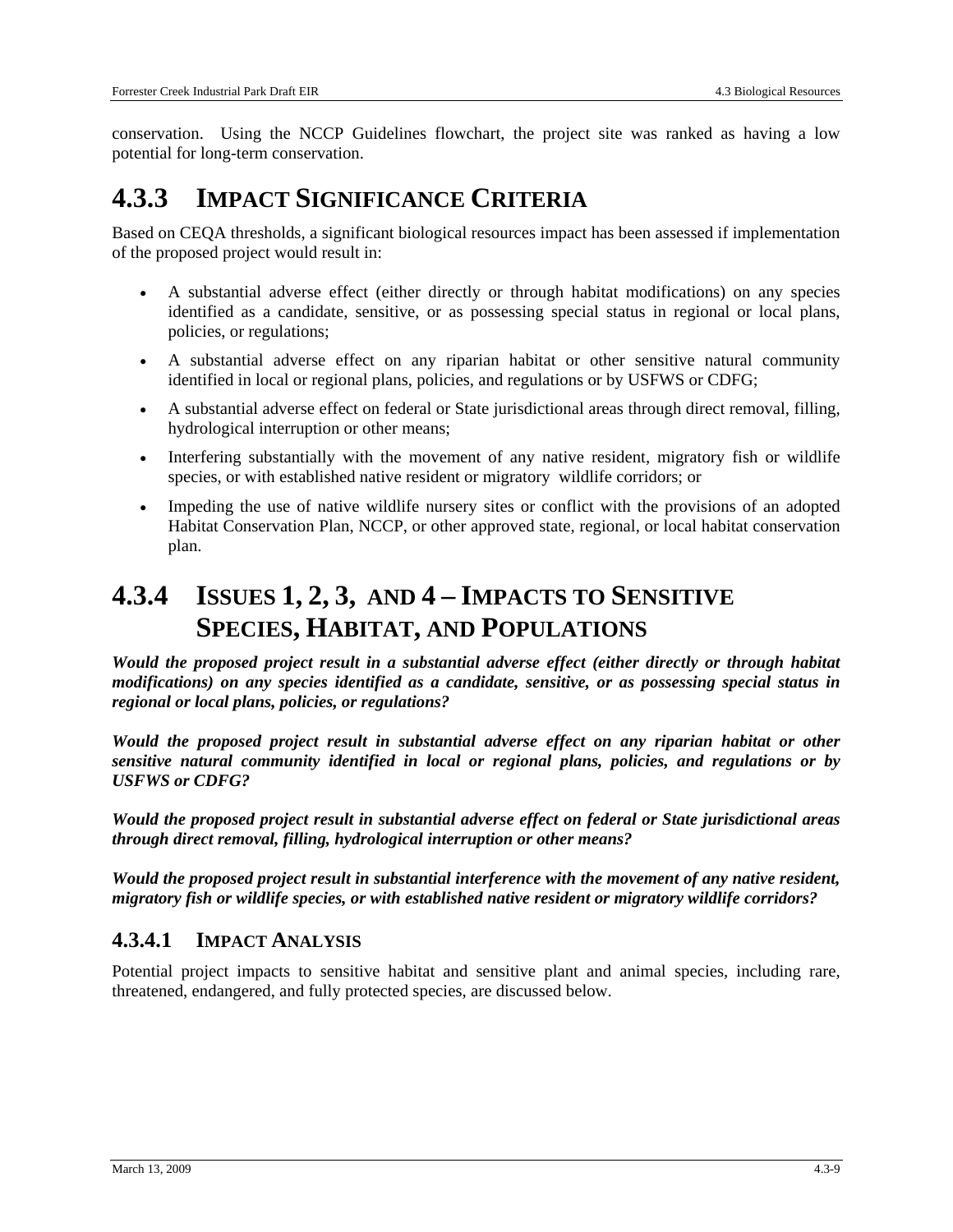conservation. Using the NCCP Guidelines flowchart, the project site was ranked as having a low potential for long-term conservation.

## 4.3.3 IMPACT SIGNIFICANCE CRITERIA

Based on CEQA thresholds, a significant biological resources impact has been assessed if implementation of the proposed project would result in:

- A substantial adverse effect (either directly or through habitat modifications) on any species identified as a candidate, sensitive, or as possessing special status in regional or local plans, policies, or regulations;
- A substantial adverse effect on any riparian habitat or other sensitive natural community identified in local or regional plans, policies, and regulations or by USFWS or CDFG;
- A substantial adverse effect on federal or State jurisdictional areas through direct removal, filling, hydrological interruption or other means;
- Interfering substantially with the movement of any native resident, migratory fish or wildlife species, or with established native resident or migratory wildlife corridors; or
- Impeding the use of native wildlife nursery sites or conflict with the provisions of an adopted Habitat Conservation Plan, NCCP, or other approved state, regional, or local habitat conservation plan.

## 4.3.4 ISSUES 1, 2, 3, AND 4 – IMPACTS TO SENSITIVE SPECIES, HABITAT, AND POPULATIONS

***Would the proposed project result in a substantial adverse effect (either directly or through habitat modifications) on any species identified as a candidate, sensitive, or as possessing special status in regional or local plans, policies, or regulations?***

***Would the proposed project result in substantial adverse effect on any riparian habitat or other sensitive natural community identified in local or regional plans, policies, and regulations or by USFWS or CDFG?***

***Would the proposed project result in substantial adverse effect on federal or State jurisdictional areas through direct removal, filling, hydrological interruption or other means?***

***Would the proposed project result in substantial interference with the movement of any native resident, migratory fish or wildlife species, or with established native resident or migratory wildlife corridors?***

### 4.3.4.1 IMPACT ANALYSIS

Potential project impacts to sensitive habitat and sensitive plant and animal species, including rare, threatened, endangered, and fully protected species, are discussed below.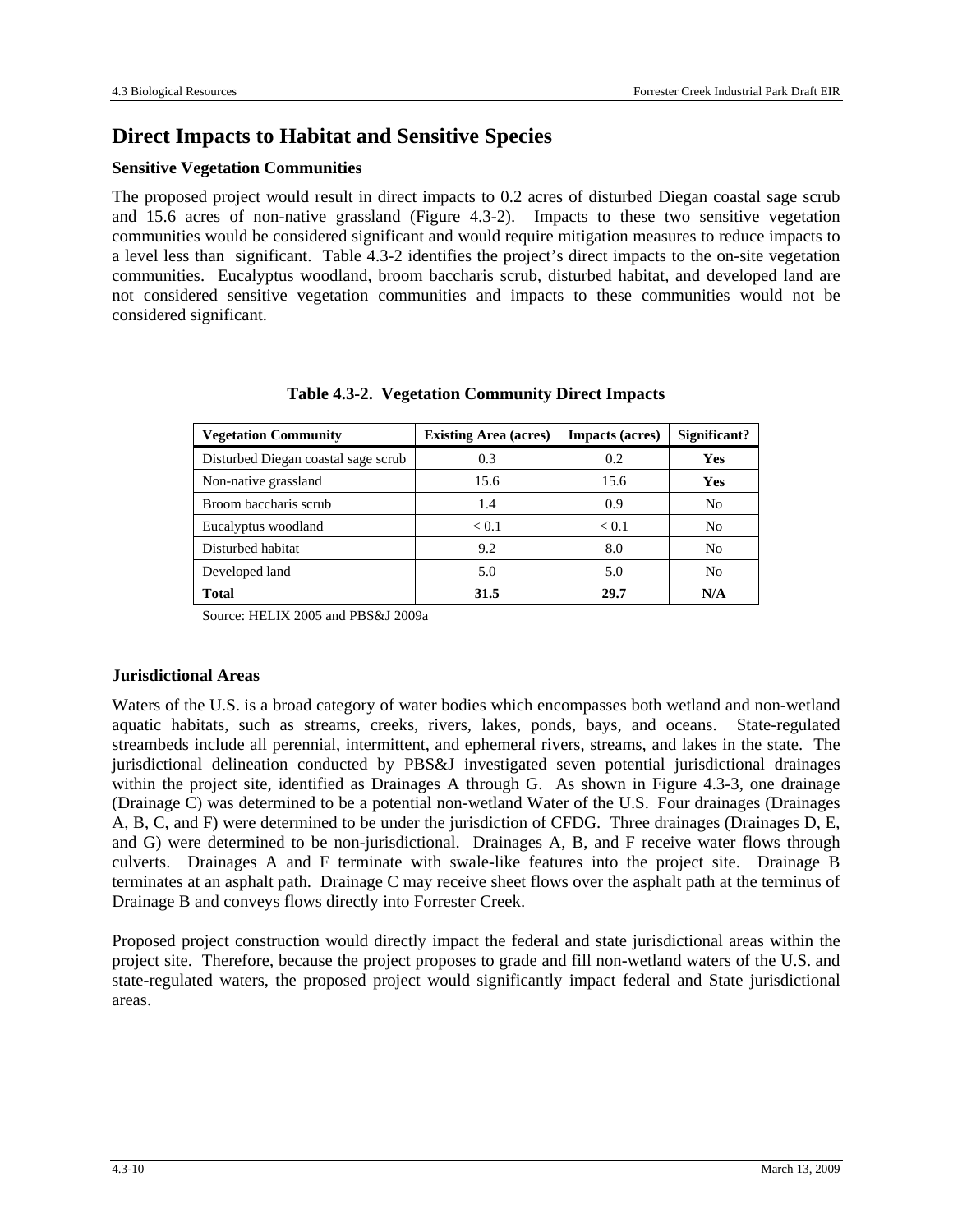# Direct Impacts to Habitat and Sensitive Species

### Sensitive Vegetation Communities

The proposed project would result in direct impacts to 0.2 acres of disturbed Diegan coastal sage scrub and 15.6 acres of non-native grassland (Figure 4.3-2). Impacts to these two sensitive vegetation communities would be considered significant and would require mitigation measures to reduce impacts to a level less than significant. Table 4.3-2 identifies the project's direct impacts to the on-site vegetation communities. Eucalyptus woodland, broom baccharis scrub, disturbed habitat, and developed land are not considered sensitive vegetation communities and impacts to these communities would not be considered significant.

**Table 4.3-2. Vegetation Community Direct Impacts**

| Vegetation Community | Existing Area (acres) | Impacts (acres) | Significant? |
|---|---|---|---|
| Disturbed Diegan coastal sage scrub | 0.3 | 0.2 | **Yes** |
| Non-native grassland | 15.6 | 15.6 | **Yes** |
| Broom baccharis scrub | 1.4 | 0.9 | No |
| Eucalyptus woodland | < 0.1 | < 0.1 | No |
| Disturbed habitat | 9.2 | 8.0 | No |
| Developed land | 5.0 | 5.0 | No |
| **Total** | **31.5** | **29.7** | **N/A** |

Source: HELIX 2005 and PBS&J 2009a

### Jurisdictional Areas

Waters of the U.S. is a broad category of water bodies which encompasses both wetland and non-wetland aquatic habitats, such as streams, creeks, rivers, lakes, ponds, bays, and oceans. State-regulated streambeds include all perennial, intermittent, and ephemeral rivers, streams, and lakes in the state. The jurisdictional delineation conducted by PBS&J investigated seven potential jurisdictional drainages within the project site, identified as Drainages A through G. As shown in Figure 4.3-3, one drainage (Drainage C) was determined to be a potential non-wetland Water of the U.S. Four drainages (Drainages A, B, C, and F) were determined to be under the jurisdiction of CFDG. Three drainages (Drainages D, E, and G) were determined to be non-jurisdictional. Drainages A, B, and F receive water flows through culverts. Drainages A and F terminate with swale-like features into the project site. Drainage B terminates at an asphalt path. Drainage C may receive sheet flows over the asphalt path at the terminus of Drainage B and conveys flows directly into Forrester Creek.

Proposed project construction would directly impact the federal and state jurisdictional areas within the project site. Therefore, because the project proposes to grade and fill non-wetland waters of the U.S. and state-regulated waters, the proposed project would significantly impact federal and State jurisdictional areas.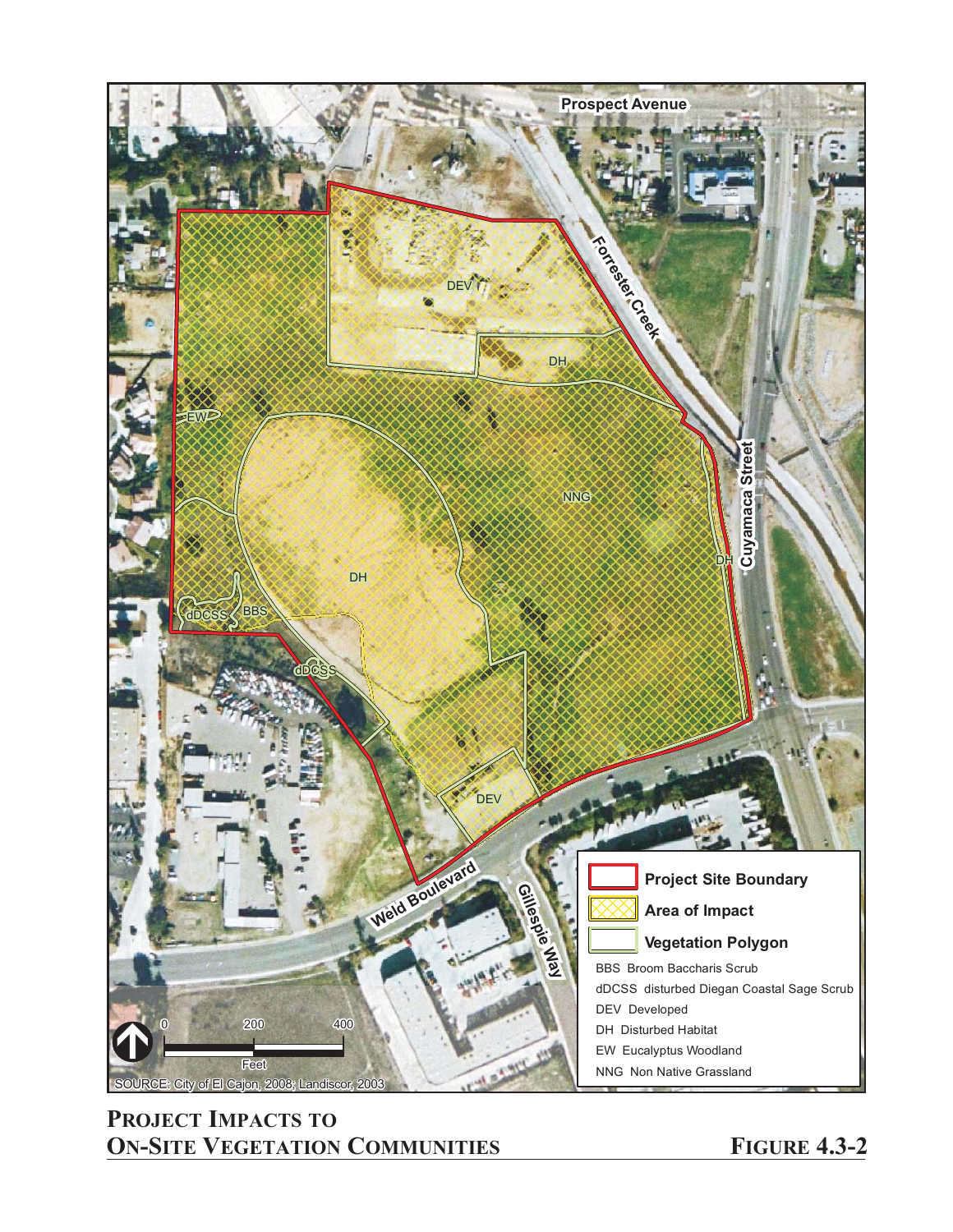Prospect Avenue

Forrester Creek

Cuyamaca Street

Weld Boulevard

Gillespie Way

DEV

DH

EW

NNG

DH

DH

dDCSS

BBS

dDCSS

DEV

Project Site Boundary

Area of Impact

Vegetation Polygon

BBS Broom Baccharis Scrub

dDCSS disturbed Diegan Coastal Sage Scrub

DEV Developed

DH Disturbed Habitat

EW Eucalyptus Woodland

NNG Non Native Grassland

0 200 400

Feet

SOURCE: City of El Cajon, 2008; Landiscor, 2003

**PROJECT IMPACTS TO ON-SITE VEGETATION COMMUNITIES**

**FIGURE 4.3-2**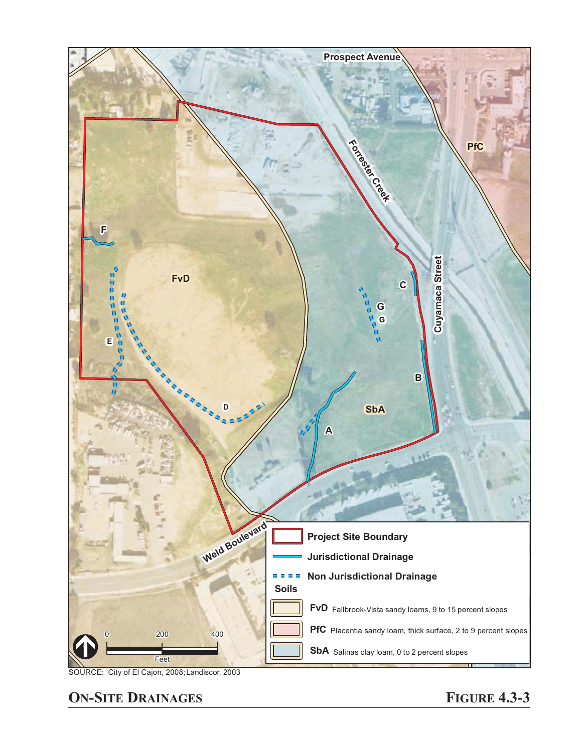Prospect Avenue

Forrester Creek

PfC

F

FvD

C

G

G

Cuyamaca Street

E

B

D

SbA

A

Weld Boulevard

| Legend | |
| --- | --- |
| Project Site Boundary | |
| Jurisdictional Drainage | |
| Non Jurisdictional Drainage | |
| **Soils** | |
| **FvD** | Fallbrook-Vista sandy loams, 9 to 15 percent slopes |
| **PfC** | Placentia sandy loam, thick surface, 2 to 9 percent slopes |
| **SbA** | Salinas clay loam, 0 to 2 percent slopes |

0 200 400

Feet

SOURCE: City of El Cajon, 2008; Landiscor, 2003

**ON-SITE DRAINAGES** **FIGURE 4.3-3**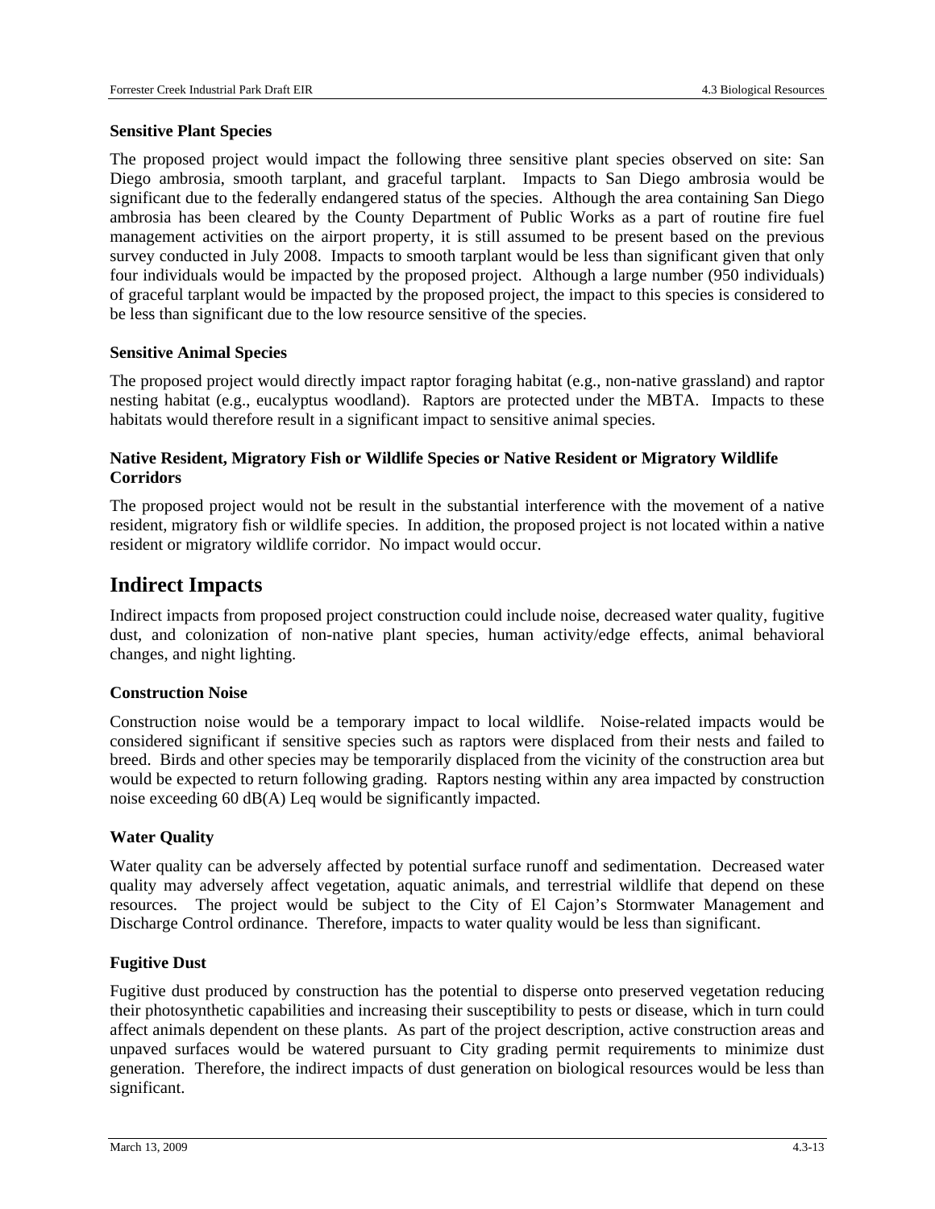**Sensitive Plant Species**

The proposed project would impact the following three sensitive plant species observed on site: San Diego ambrosia, smooth tarplant, and graceful tarplant. Impacts to San Diego ambrosia would be significant due to the federally endangered status of the species. Although the area containing San Diego ambrosia has been cleared by the County Department of Public Works as a part of routine fire fuel management activities on the airport property, it is still assumed to be present based on the previous survey conducted in July 2008. Impacts to smooth tarplant would be less than significant given that only four individuals would be impacted by the proposed project. Although a large number (950 individuals) of graceful tarplant would be impacted by the proposed project, the impact to this species is considered to be less than significant due to the low resource sensitive of the species.

**Sensitive Animal Species**

The proposed project would directly impact raptor foraging habitat (e.g., non-native grassland) and raptor nesting habitat (e.g., eucalyptus woodland). Raptors are protected under the MBTA. Impacts to these habitats would therefore result in a significant impact to sensitive animal species.

**Native Resident, Migratory Fish or Wildlife Species or Native Resident or Migratory Wildlife Corridors**

The proposed project would not be result in the substantial interference with the movement of a native resident, migratory fish or wildlife species. In addition, the proposed project is not located within a native resident or migratory wildlife corridor. No impact would occur.

## Indirect Impacts

Indirect impacts from proposed project construction could include noise, decreased water quality, fugitive dust, and colonization of non-native plant species, human activity/edge effects, animal behavioral changes, and night lighting.

**Construction Noise**

Construction noise would be a temporary impact to local wildlife. Noise-related impacts would be considered significant if sensitive species such as raptors were displaced from their nests and failed to breed. Birds and other species may be temporarily displaced from the vicinity of the construction area but would be expected to return following grading. Raptors nesting within any area impacted by construction noise exceeding 60 dB(A) Leq would be significantly impacted.

**Water Quality**

Water quality can be adversely affected by potential surface runoff and sedimentation. Decreased water quality may adversely affect vegetation, aquatic animals, and terrestrial wildlife that depend on these resources. The project would be subject to the City of El Cajon's Stormwater Management and Discharge Control ordinance. Therefore, impacts to water quality would be less than significant.

**Fugitive Dust**

Fugitive dust produced by construction has the potential to disperse onto preserved vegetation reducing their photosynthetic capabilities and increasing their susceptibility to pests or disease, which in turn could affect animals dependent on these plants. As part of the project description, active construction areas and unpaved surfaces would be watered pursuant to City grading permit requirements to minimize dust generation. Therefore, the indirect impacts of dust generation on biological resources would be less than significant.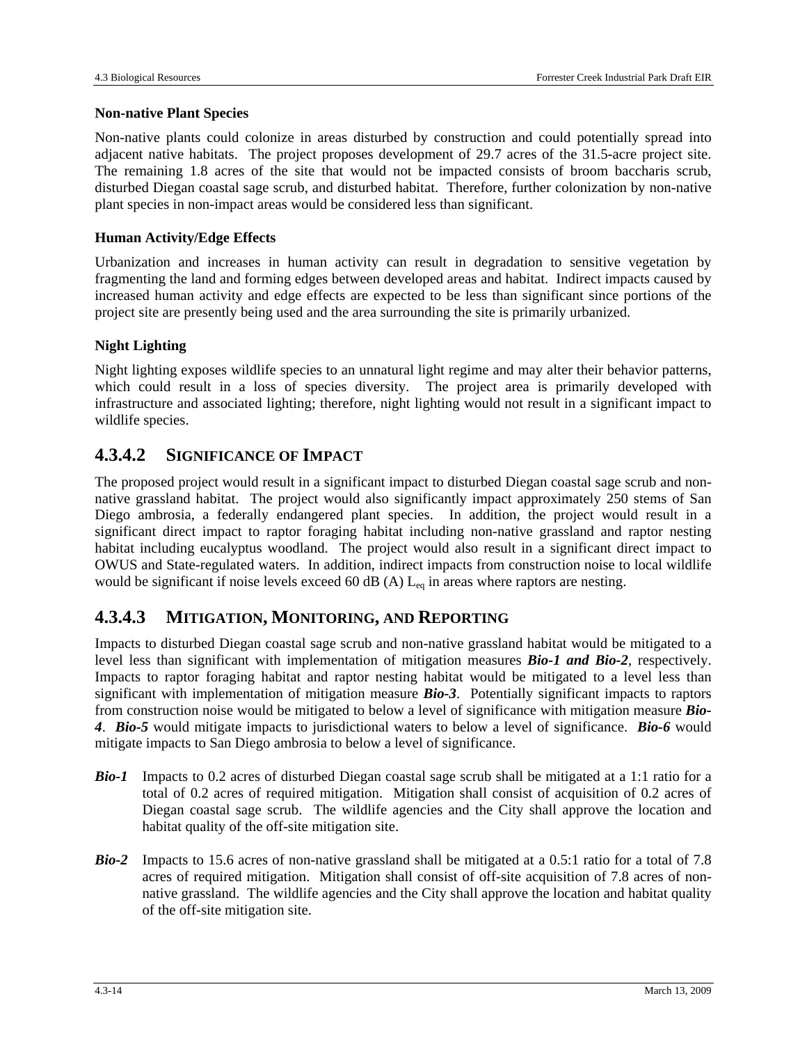**Non-native Plant Species**

Non-native plants could colonize in areas disturbed by construction and could potentially spread into adjacent native habitats. The project proposes development of 29.7 acres of the 31.5-acre project site. The remaining 1.8 acres of the site that would not be impacted consists of broom baccharis scrub, disturbed Diegan coastal sage scrub, and disturbed habitat. Therefore, further colonization by non-native plant species in non-impact areas would be considered less than significant.

**Human Activity/Edge Effects**

Urbanization and increases in human activity can result in degradation to sensitive vegetation by fragmenting the land and forming edges between developed areas and habitat. Indirect impacts caused by increased human activity and edge effects are expected to be less than significant since portions of the project site are presently being used and the area surrounding the site is primarily urbanized.

**Night Lighting**

Night lighting exposes wildlife species to an unnatural light regime and may alter their behavior patterns, which could result in a loss of species diversity. The project area is primarily developed with infrastructure and associated lighting; therefore, night lighting would not result in a significant impact to wildlife species.

## 4.3.4.2 SIGNIFICANCE OF IMPACT

The proposed project would result in a significant impact to disturbed Diegan coastal sage scrub and non-native grassland habitat. The project would also significantly impact approximately 250 stems of San Diego ambrosia, a federally endangered plant species. In addition, the project would result in a significant direct impact to raptor foraging habitat including non-native grassland and raptor nesting habitat including eucalyptus woodland. The project would also result in a significant direct impact to OWUS and State-regulated waters. In addition, indirect impacts from construction noise to local wildlife would be significant if noise levels exceed 60 dB (A) $L_{eq}$ in areas where raptors are nesting.

## 4.3.4.3 MITIGATION, MONITORING, AND REPORTING

Impacts to disturbed Diegan coastal sage scrub and non-native grassland habitat would be mitigated to a level less than significant with implementation of mitigation measures ***Bio-1 and Bio-2***, respectively. Impacts to raptor foraging habitat and raptor nesting habitat would be mitigated to a level less than significant with implementation of mitigation measure ***Bio-3***. Potentially significant impacts to raptors from construction noise would be mitigated to below a level of significance with mitigation measure ***Bio-4***. ***Bio-5*** would mitigate impacts to jurisdictional waters to below a level of significance. ***Bio-6*** would mitigate impacts to San Diego ambrosia to below a level of significance.

***Bio-1*** Impacts to 0.2 acres of disturbed Diegan coastal sage scrub shall be mitigated at a 1:1 ratio for a total of 0.2 acres of required mitigation. Mitigation shall consist of acquisition of 0.2 acres of Diegan coastal sage scrub. The wildlife agencies and the City shall approve the location and habitat quality of the off-site mitigation site.

***Bio-2*** Impacts to 15.6 acres of non-native grassland shall be mitigated at a 0.5:1 ratio for a total of 7.8 acres of required mitigation. Mitigation shall consist of off-site acquisition of 7.8 acres of non-native grassland. The wildlife agencies and the City shall approve the location and habitat quality of the off-site mitigation site.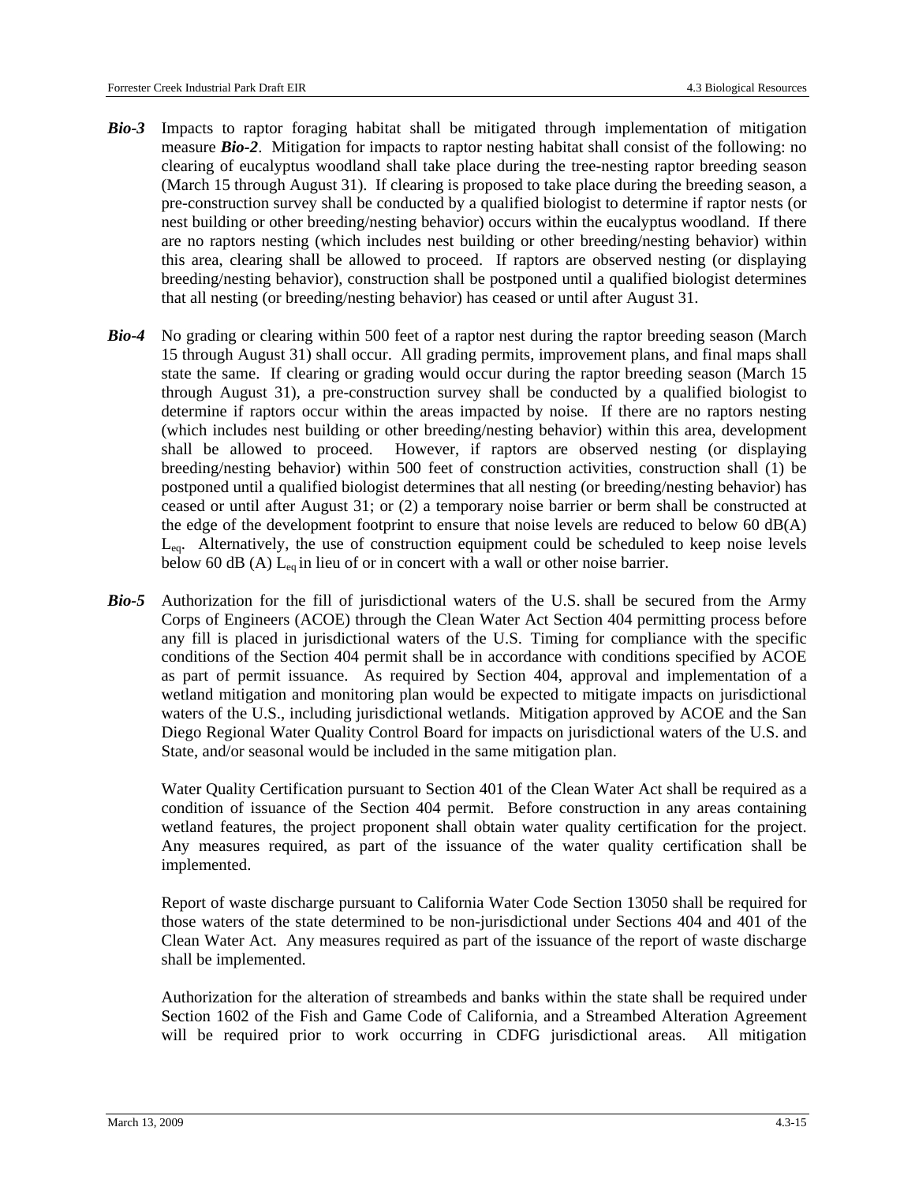***Bio-3*** Impacts to raptor foraging habitat shall be mitigated through implementation of mitigation measure ***Bio-2***. Mitigation for impacts to raptor nesting habitat shall consist of the following: no clearing of eucalyptus woodland shall take place during the tree-nesting raptor breeding season (March 15 through August 31). If clearing is proposed to take place during the breeding season, a pre-construction survey shall be conducted by a qualified biologist to determine if raptor nests (or nest building or other breeding/nesting behavior) occurs within the eucalyptus woodland. If there are no raptors nesting (which includes nest building or other breeding/nesting behavior) within this area, clearing shall be allowed to proceed. If raptors are observed nesting (or displaying breeding/nesting behavior), construction shall be postponed until a qualified biologist determines that all nesting (or breeding/nesting behavior) has ceased or until after August 31.

***Bio-4*** No grading or clearing within 500 feet of a raptor nest during the raptor breeding season (March 15 through August 31) shall occur. All grading permits, improvement plans, and final maps shall state the same. If clearing or grading would occur during the raptor breeding season (March 15 through August 31), a pre-construction survey shall be conducted by a qualified biologist to determine if raptors occur within the areas impacted by noise. If there are no raptors nesting (which includes nest building or other breeding/nesting behavior) within this area, development shall be allowed to proceed. However, if raptors are observed nesting (or displaying breeding/nesting behavior) within 500 feet of construction activities, construction shall (1) be postponed until a qualified biologist determines that all nesting (or breeding/nesting behavior) has ceased or until after August 31; or (2) a temporary noise barrier or berm shall be constructed at the edge of the development footprint to ensure that noise levels are reduced to below 60 dB(A) $L_{eq}$. Alternatively, the use of construction equipment could be scheduled to keep noise levels below 60 dB (A) $L_{eq}$ in lieu of or in concert with a wall or other noise barrier.

***Bio-5*** Authorization for the fill of jurisdictional waters of the U.S. shall be secured from the Army Corps of Engineers (ACOE) through the Clean Water Act Section 404 permitting process before any fill is placed in jurisdictional waters of the U.S. Timing for compliance with the specific conditions of the Section 404 permit shall be in accordance with conditions specified by ACOE as part of permit issuance. As required by Section 404, approval and implementation of a wetland mitigation and monitoring plan would be expected to mitigate impacts on jurisdictional waters of the U.S., including jurisdictional wetlands. Mitigation approved by ACOE and the San Diego Regional Water Quality Control Board for impacts on jurisdictional waters of the U.S. and State, and/or seasonal would be included in the same mitigation plan.

Water Quality Certification pursuant to Section 401 of the Clean Water Act shall be required as a condition of issuance of the Section 404 permit. Before construction in any areas containing wetland features, the project proponent shall obtain water quality certification for the project. Any measures required, as part of the issuance of the water quality certification shall be implemented.

Report of waste discharge pursuant to California Water Code Section 13050 shall be required for those waters of the state determined to be non-jurisdictional under Sections 404 and 401 of the Clean Water Act. Any measures required as part of the issuance of the report of waste discharge shall be implemented.

Authorization for the alteration of streambeds and banks within the state shall be required under Section 1602 of the Fish and Game Code of California, and a Streambed Alteration Agreement will be required prior to work occurring in CDFG jurisdictional areas. All mitigation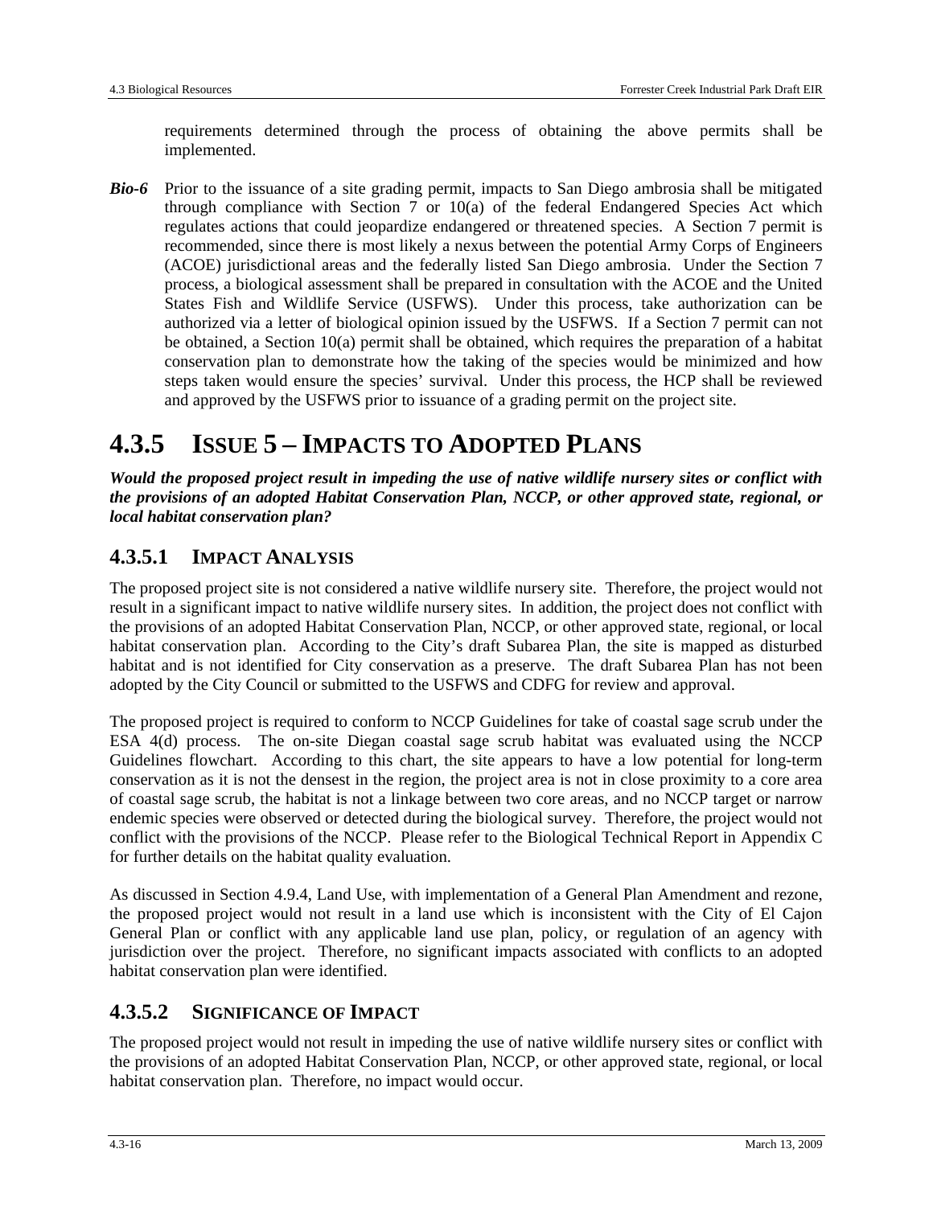requirements determined through the process of obtaining the above permits shall be implemented.

***Bio-6*** Prior to the issuance of a site grading permit, impacts to San Diego ambrosia shall be mitigated through compliance with Section 7 or 10(a) of the federal Endangered Species Act which regulates actions that could jeopardize endangered or threatened species. A Section 7 permit is recommended, since there is most likely a nexus between the potential Army Corps of Engineers (ACOE) jurisdictional areas and the federally listed San Diego ambrosia. Under the Section 7 process, a biological assessment shall be prepared in consultation with the ACOE and the United States Fish and Wildlife Service (USFWS). Under this process, take authorization can be authorized via a letter of biological opinion issued by the USFWS. If a Section 7 permit can not be obtained, a Section 10(a) permit shall be obtained, which requires the preparation of a habitat conservation plan to demonstrate how the taking of the species would be minimized and how steps taken would ensure the species' survival. Under this process, the HCP shall be reviewed and approved by the USFWS prior to issuance of a grading permit on the project site.

## 4.3.5 ISSUE 5 – IMPACTS TO ADOPTED PLANS

***Would the proposed project result in impeding the use of native wildlife nursery sites or conflict with the provisions of an adopted Habitat Conservation Plan, NCCP, or other approved state, regional, or local habitat conservation plan?***

### 4.3.5.1 IMPACT ANALYSIS

The proposed project site is not considered a native wildlife nursery site. Therefore, the project would not result in a significant impact to native wildlife nursery sites. In addition, the project does not conflict with the provisions of an adopted Habitat Conservation Plan, NCCP, or other approved state, regional, or local habitat conservation plan. According to the City's draft Subarea Plan, the site is mapped as disturbed habitat and is not identified for City conservation as a preserve. The draft Subarea Plan has not been adopted by the City Council or submitted to the USFWS and CDFG for review and approval.

The proposed project is required to conform to NCCP Guidelines for take of coastal sage scrub under the ESA 4(d) process. The on-site Diegan coastal sage scrub habitat was evaluated using the NCCP Guidelines flowchart. According to this chart, the site appears to have a low potential for long-term conservation as it is not the densest in the region, the project area is not in close proximity to a core area of coastal sage scrub, the habitat is not a linkage between two core areas, and no NCCP target or narrow endemic species were observed or detected during the biological survey. Therefore, the project would not conflict with the provisions of the NCCP. Please refer to the Biological Technical Report in Appendix C for further details on the habitat quality evaluation.

As discussed in Section 4.9.4, Land Use, with implementation of a General Plan Amendment and rezone, the proposed project would not result in a land use which is inconsistent with the City of El Cajon General Plan or conflict with any applicable land use plan, policy, or regulation of an agency with jurisdiction over the project. Therefore, no significant impacts associated with conflicts to an adopted habitat conservation plan were identified.

### 4.3.5.2 SIGNIFICANCE OF IMPACT

The proposed project would not result in impeding the use of native wildlife nursery sites or conflict with the provisions of an adopted Habitat Conservation Plan, NCCP, or other approved state, regional, or local habitat conservation plan. Therefore, no impact would occur.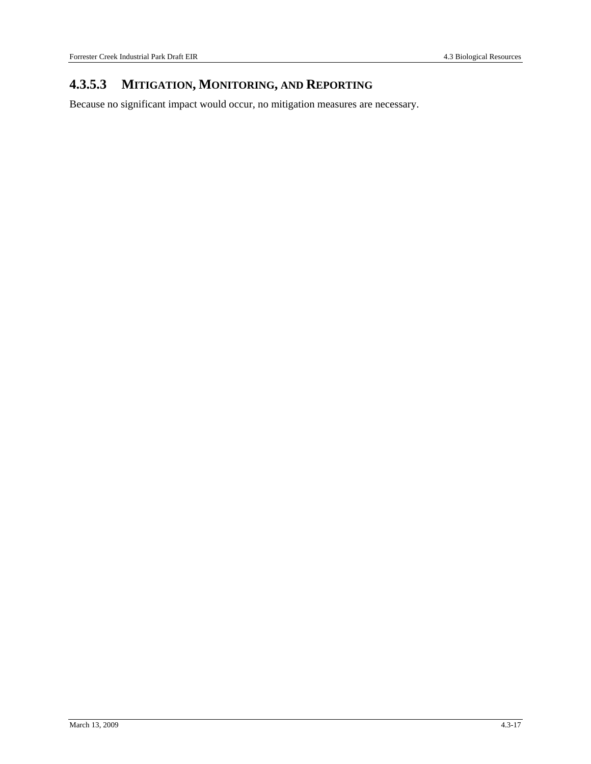#### 4.3.5.3 MITIGATION, MONITORING, AND REPORTING

Because no significant impact would occur, no mitigation measures are necessary.